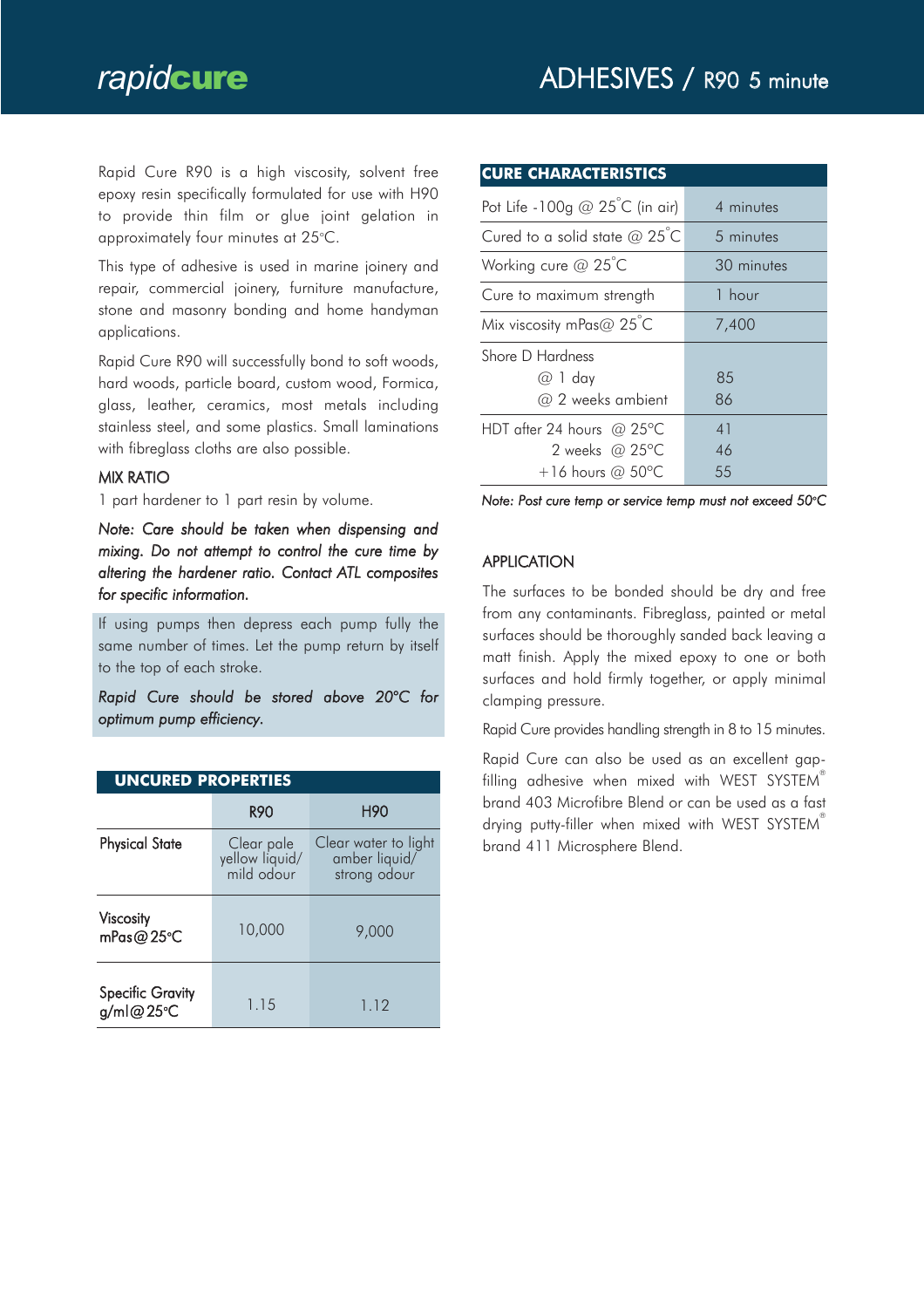# rapidcure

## ADHESIVES / R90 5 minute

Rapid Cure R90 is a high viscosity, solvent free epoxy resin specifically formulated for use with H90 to provide thin film or glue joint gelation in approximately four minutes at 25°C.

This type of adhesive is used in marine joinery and repair, commercial joinery, furniture manufacture, stone and masonry bonding and home handyman applications.

Rapid Cure R90 will successfully bond to soft woods, hard woods, particle board, custom wood, Formica, glass, leather, ceramics, most metals including stainless steel, and some plastics. Small laminations with fibreglass cloths are also possible.

### MIX RATIO

1 part hardener to 1 part resin by volume.

*Note: Care should be taken when dispensing and mixing. Do not attempt to control the cure time by altering the hardener ratio. Contact ATL composites for specific information.*

If using pumps then depress each pump fully the same number of times. Let the pump return by itself to the top of each stroke.

*Rapid Cure should be stored above 20°C for optimum pump efficiency.*

### UNCURED PROPERTIES

| | R90 | H90 |
|---|---|---|
| Physical State | Clear pale yellow liquid/ mild odour | Clear water to light amber liquid/ strong odour |
| Viscosity mPas@25°C | 10,000 | 9,000 |
| Specific Gravity g/ml@25°C | 1.15 | 1.12 |

### CURE CHARACTERISTICS

| | |
|---|---|
| Pot Life -100g @ 25°C (in air) | 4 minutes |
| Cured to a solid state @ 25°C | 5 minutes |
| Working cure @ 25°C | 30 minutes |
| Cure to maximum strength | 1 hour |
| Mix viscosity mPas@ 25°C | 7,400 |
| Shore D Hardness | |
| @ 1 day | 85 |
| @ 2 weeks ambient | 86 |
| HDT after 24 hours @ 25°C | 41 |
| 2 weeks @ 25°C | 46 |
| +16 hours @ 50°C | 55 |

*Note: Post cure temp or service temp must not exceed 50°C*

### APPLICATION

The surfaces to be bonded should be dry and free from any contaminants. Fibreglass, painted or metal surfaces should be thoroughly sanded back leaving a matt finish. Apply the mixed epoxy to one or both surfaces and hold firmly together, or apply minimal clamping pressure.

Rapid Cure provides handling strength in 8 to 15 minutes.

Rapid Cure can also be used as an excellent gap-filling adhesive when mixed with WEST SYSTEM® brand 403 Microfibre Blend or can be used as a fast drying putty-filler when mixed with WEST SYSTEM® brand 411 Microsphere Blend.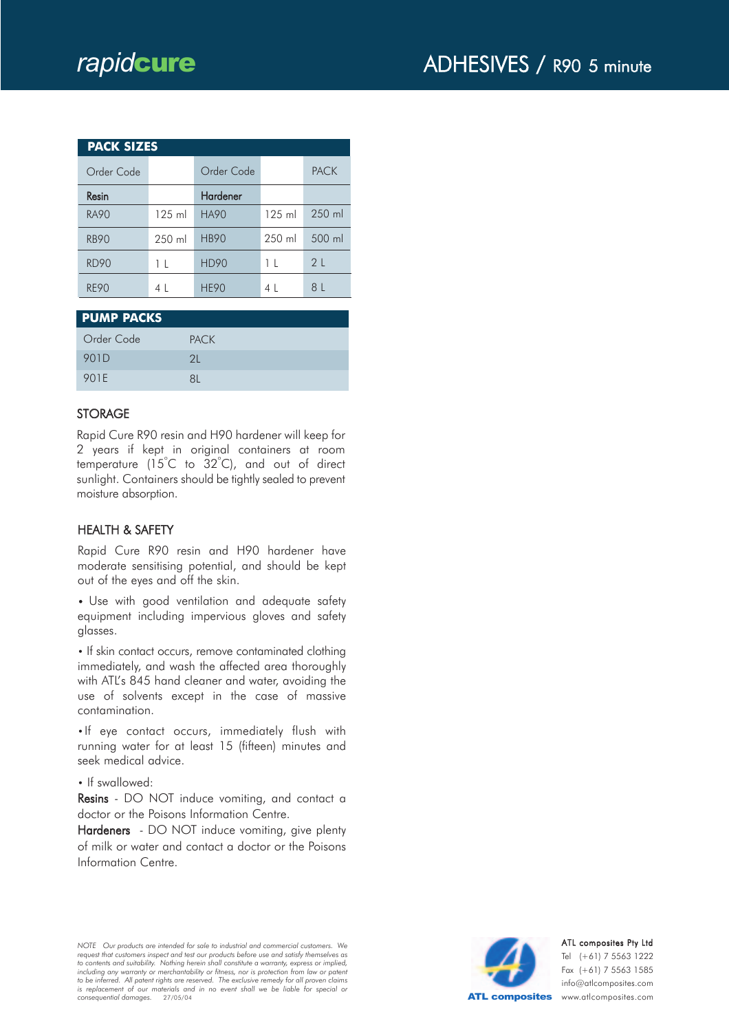rapidcure

ADHESIVES / R90 5 minute

## PACK SIZES

| Order Code | | Order Code | | PACK |
|---|---|---|---|---|
| **Resin** | | **Hardener** | | |
| RA90 | 125 ml | HA90 | 125 ml | 250 ml |
| RB90 | 250 ml | HB90 | 250 ml | 500 ml |
| RD90 | 1 L | HD90 | 1 L | 2 L |
| RE90 | 4 L | HE90 | 4 L | 8 L |

## PUMP PACKS

| Order Code | PACK |
|---|---|
| 901D | 2L |
| 901E | 8L |

## STORAGE

Rapid Cure R90 resin and H90 hardener will keep for 2 years if kept in original containers at room temperature (15˚C to 32˚C), and out of direct sunlight. Containers should be tightly sealed to prevent moisture absorption.

## HEALTH & SAFETY

Rapid Cure R90 resin and H90 hardener have moderate sensitising potential, and should be kept out of the eyes and off the skin.

- Use with good ventilation and adequate safety equipment including impervious gloves and safety glasses.
- If skin contact occurs, remove contaminated clothing immediately, and wash the affected area thoroughly with ATL's 845 hand cleaner and water, avoiding the use of solvents except in the case of massive contamination.
- If eye contact occurs, immediately flush with running water for at least 15 (fifteen) minutes and seek medical advice.
- If swallowed:

**Resins** - DO NOT induce vomiting, and contact a doctor or the Poisons Information Centre.

**Hardeners** - DO NOT induce vomiting, give plenty of milk or water and contact a doctor or the Poisons Information Centre.

*NOTE Our products are intended for sale to industrial and commercial customers. We request that customers inspect and test our products before use and satisfy themselves as to contents and suitability. Nothing herein shall constitute a warranty, express or implied, including any warranty or merchantability or fitness, nor is protection from law or patent to be inferred. All patent rights are reserved. The exclusive remedy for all proven claims is replacement of our materials and in no event shall we be liable for special or consequential damages.* 27/05/04

ATL composites

ATL composites Pty Ltd
Tel (+61) 7 5563 1222
Fax (+61) 7 5563 1585
info@atlcomposites.com
www.atlcomposites.com